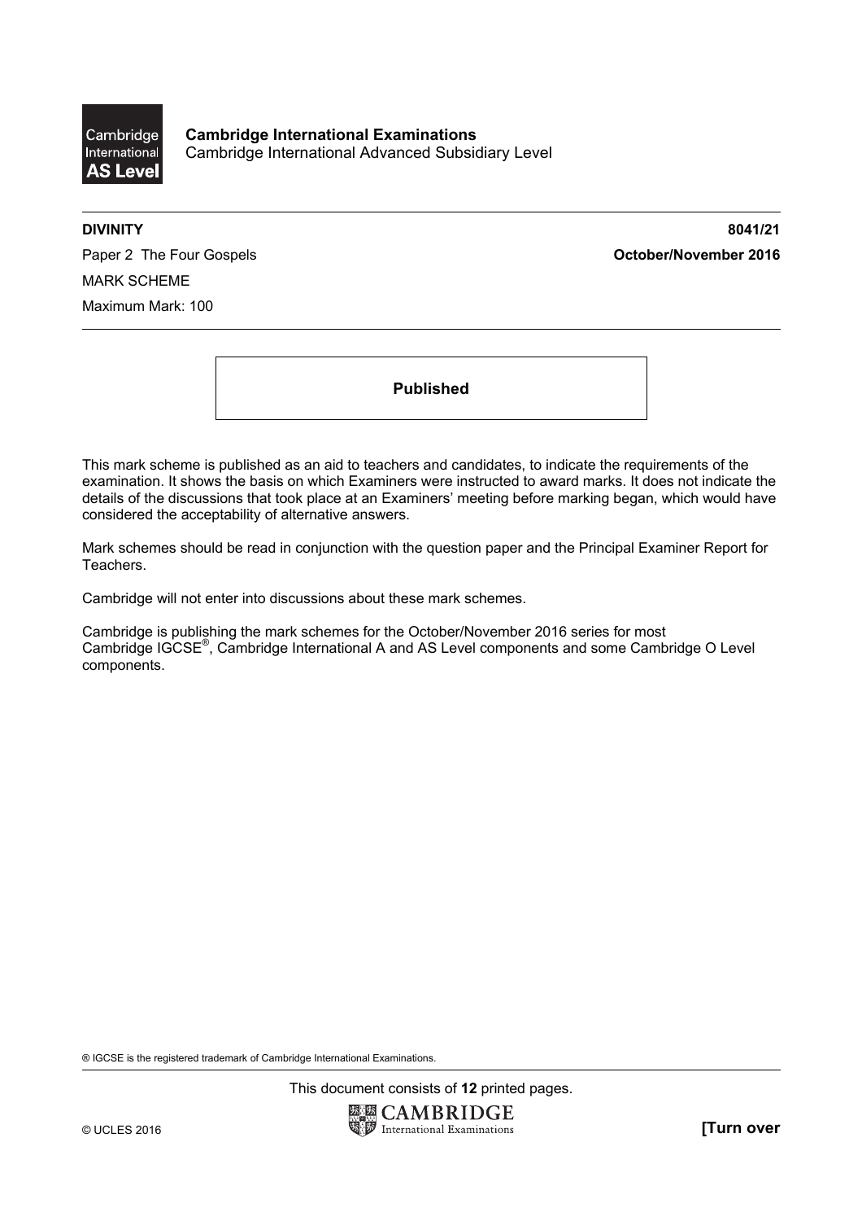**Cambridge International Examinations**
Cambridge International Advanced Subsidiary Level

**DIVINITY** **8041/21**

Paper 2 The Four Gospels **October/November 2016**

MARK SCHEME

Maximum Mark: 100

**Published**

This mark scheme is published as an aid to teachers and candidates, to indicate the requirements of the examination. It shows the basis on which Examiners were instructed to award marks. It does not indicate the details of the discussions that took place at an Examiners' meeting before marking began, which would have considered the acceptability of alternative answers.

Mark schemes should be read in conjunction with the question paper and the Principal Examiner Report for Teachers.

Cambridge will not enter into discussions about these mark schemes.

Cambridge is publishing the mark schemes for the October/November 2016 series for most Cambridge IGCSE®, Cambridge International A and AS Level components and some Cambridge O Level components.

® IGCSE is the registered trademark of Cambridge International Examinations.

This document consists of **12** printed pages.

© UCLES 2016 **[Turn over**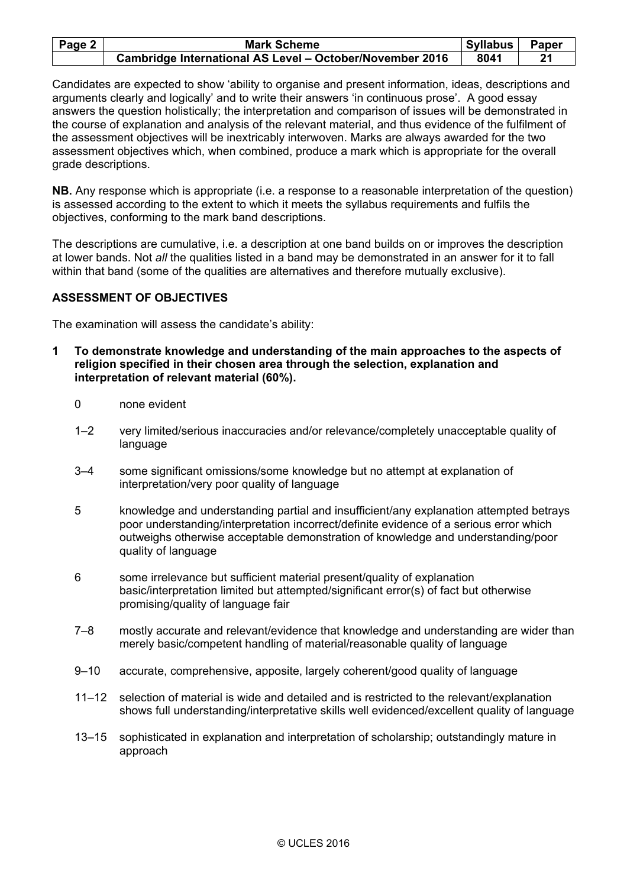Candidates are expected to show 'ability to organise and present information, ideas, descriptions and arguments clearly and logically' and to write their answers 'in continuous prose'. A good essay answers the question holistically; the interpretation and comparison of issues will be demonstrated in the course of explanation and analysis of the relevant material, and thus evidence of the fulfilment of the assessment objectives will be inextricably interwoven. Marks are always awarded for the two assessment objectives which, when combined, produce a mark which is appropriate for the overall grade descriptions.

**NB.** Any response which is appropriate (i.e. a response to a reasonable interpretation of the question) is assessed according to the extent to which it meets the syllabus requirements and fulfils the objectives, conforming to the mark band descriptions.

The descriptions are cumulative, i.e. a description at one band builds on or improves the description at lower bands. Not *all* the qualities listed in a band may be demonstrated in an answer for it to fall within that band (some of the qualities are alternatives and therefore mutually exclusive).

**ASSESSMENT OF OBJECTIVES**

The examination will assess the candidate's ability:

**1 To demonstrate knowledge and understanding of the main approaches to the aspects of religion specified in their chosen area through the selection, explanation and interpretation of relevant material (60%).**

- 0 none evident
- 1–2 very limited/serious inaccuracies and/or relevance/completely unacceptable quality of language
- 3–4 some significant omissions/some knowledge but no attempt at explanation of interpretation/very poor quality of language
- 5 knowledge and understanding partial and insufficient/any explanation attempted betrays poor understanding/interpretation incorrect/definite evidence of a serious error which outweighs otherwise acceptable demonstration of knowledge and understanding/poor quality of language
- 6 some irrelevance but sufficient material present/quality of explanation basic/interpretation limited but attempted/significant error(s) of fact but otherwise promising/quality of language fair
- 7–8 mostly accurate and relevant/evidence that knowledge and understanding are wider than merely basic/competent handling of material/reasonable quality of language
- 9–10 accurate, comprehensive, apposite, largely coherent/good quality of language
- 11–12 selection of material is wide and detailed and is restricted to the relevant/explanation shows full understanding/interpretative skills well evidenced/excellent quality of language
- 13–15 sophisticated in explanation and interpretation of scholarship; outstandingly mature in approach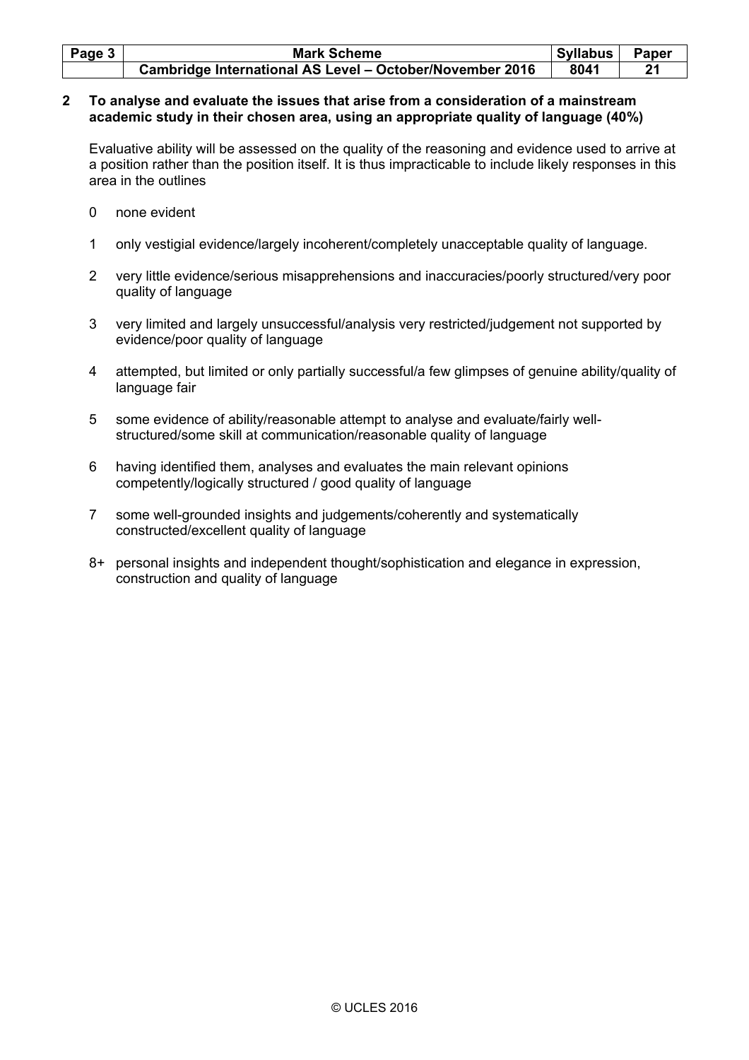**2 To analyse and evaluate the issues that arise from a consideration of a mainstream academic study in their chosen area, using an appropriate quality of language (40%)**

Evaluative ability will be assessed on the quality of the reasoning and evidence used to arrive at a position rather than the position itself. It is thus impracticable to include likely responses in this area in the outlines

0 none evident

1 only vestigial evidence/largely incoherent/completely unacceptable quality of language.

2 very little evidence/serious misapprehensions and inaccuracies/poorly structured/very poor quality of language

3 very limited and largely unsuccessful/analysis very restricted/judgement not supported by evidence/poor quality of language

4 attempted, but limited or only partially successful/a few glimpses of genuine ability/quality of language fair

5 some evidence of ability/reasonable attempt to analyse and evaluate/fairly well-structured/some skill at communication/reasonable quality of language

6 having identified them, analyses and evaluates the main relevant opinions competently/logically structured / good quality of language

7 some well-grounded insights and judgements/coherently and systematically constructed/excellent quality of language

8+ personal insights and independent thought/sophistication and elegance in expression, construction and quality of language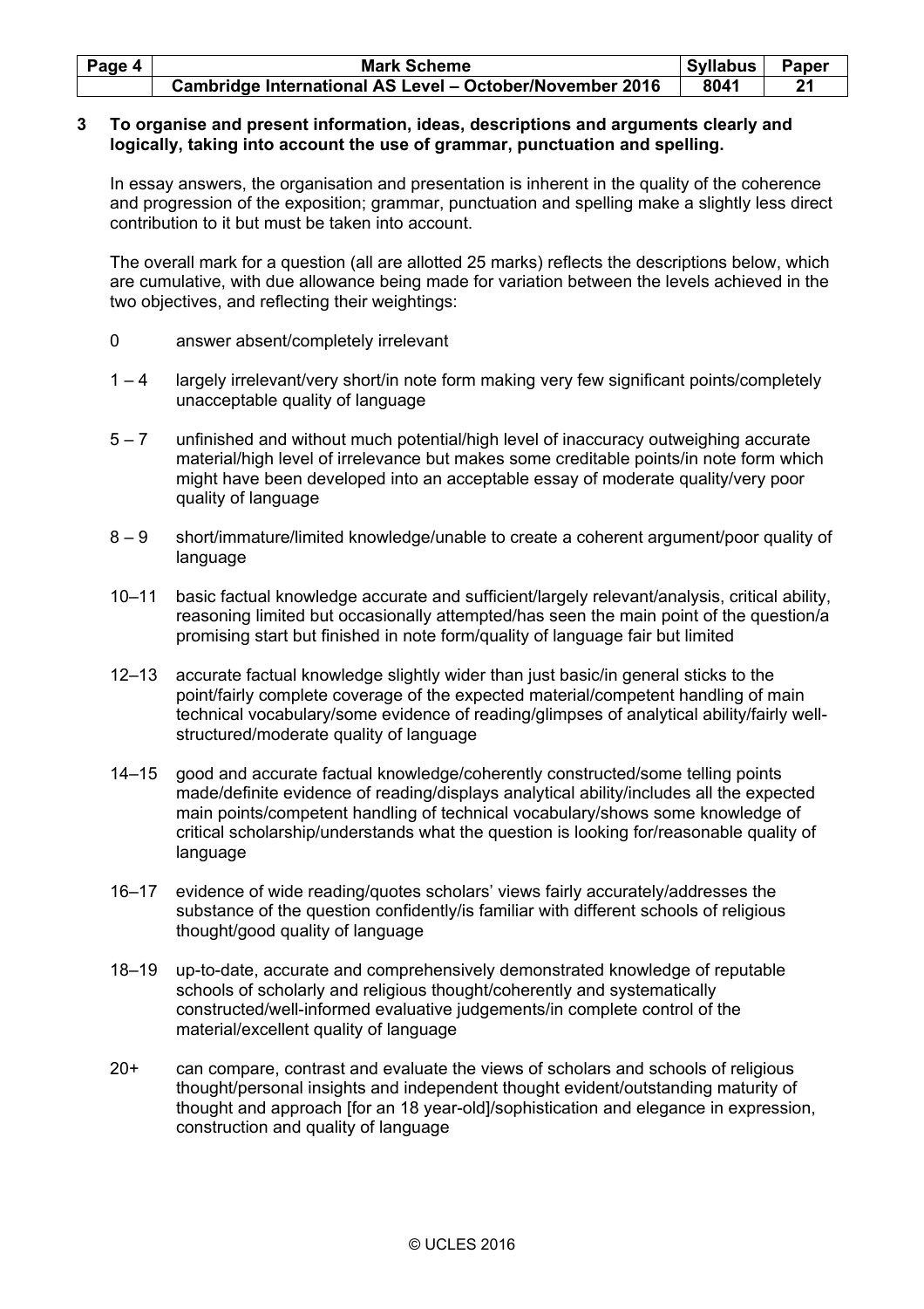**3 To organise and present information, ideas, descriptions and arguments clearly and logically, taking into account the use of grammar, punctuation and spelling.**

In essay answers, the organisation and presentation is inherent in the quality of the coherence and progression of the exposition; grammar, punctuation and spelling make a slightly less direct contribution to it but must be taken into account.

The overall mark for a question (all are allotted 25 marks) reflects the descriptions below, which are cumulative, with due allowance being made for variation between the levels achieved in the two objectives, and reflecting their weightings:

| | |
|---|---|
| 0 | answer absent/completely irrelevant |
| 1 – 4 | largely irrelevant/very short/in note form making very few significant points/completely unacceptable quality of language |
| 5 – 7 | unfinished and without much potential/high level of inaccuracy outweighing accurate material/high level of irrelevance but makes some creditable points/in note form which might have been developed into an acceptable essay of moderate quality/very poor quality of language |
| 8 – 9 | short/immature/limited knowledge/unable to create a coherent argument/poor quality of language |
| 10–11 | basic factual knowledge accurate and sufficient/largely relevant/analysis, critical ability, reasoning limited but occasionally attempted/has seen the main point of the question/a promising start but finished in note form/quality of language fair but limited |
| 12–13 | accurate factual knowledge slightly wider than just basic/in general sticks to the point/fairly complete coverage of the expected material/competent handling of main technical vocabulary/some evidence of reading/glimpses of analytical ability/fairly well-structured/moderate quality of language |
| 14–15 | good and accurate factual knowledge/coherently constructed/some telling points made/definite evidence of reading/displays analytical ability/includes all the expected main points/competent handling of technical vocabulary/shows some knowledge of critical scholarship/understands what the question is looking for/reasonable quality of language |
| 16–17 | evidence of wide reading/quotes scholars' views fairly accurately/addresses the substance of the question confidently/is familiar with different schools of religious thought/good quality of language |
| 18–19 | up-to-date, accurate and comprehensively demonstrated knowledge of reputable schools of scholarly and religious thought/coherently and systematically constructed/well-informed evaluative judgements/in complete control of the material/excellent quality of language |
| 20+ | can compare, contrast and evaluate the views of scholars and schools of religious thought/personal insights and independent thought evident/outstanding maturity of thought and approach [for an 18 year-old]/sophistication and elegance in expression, construction and quality of language |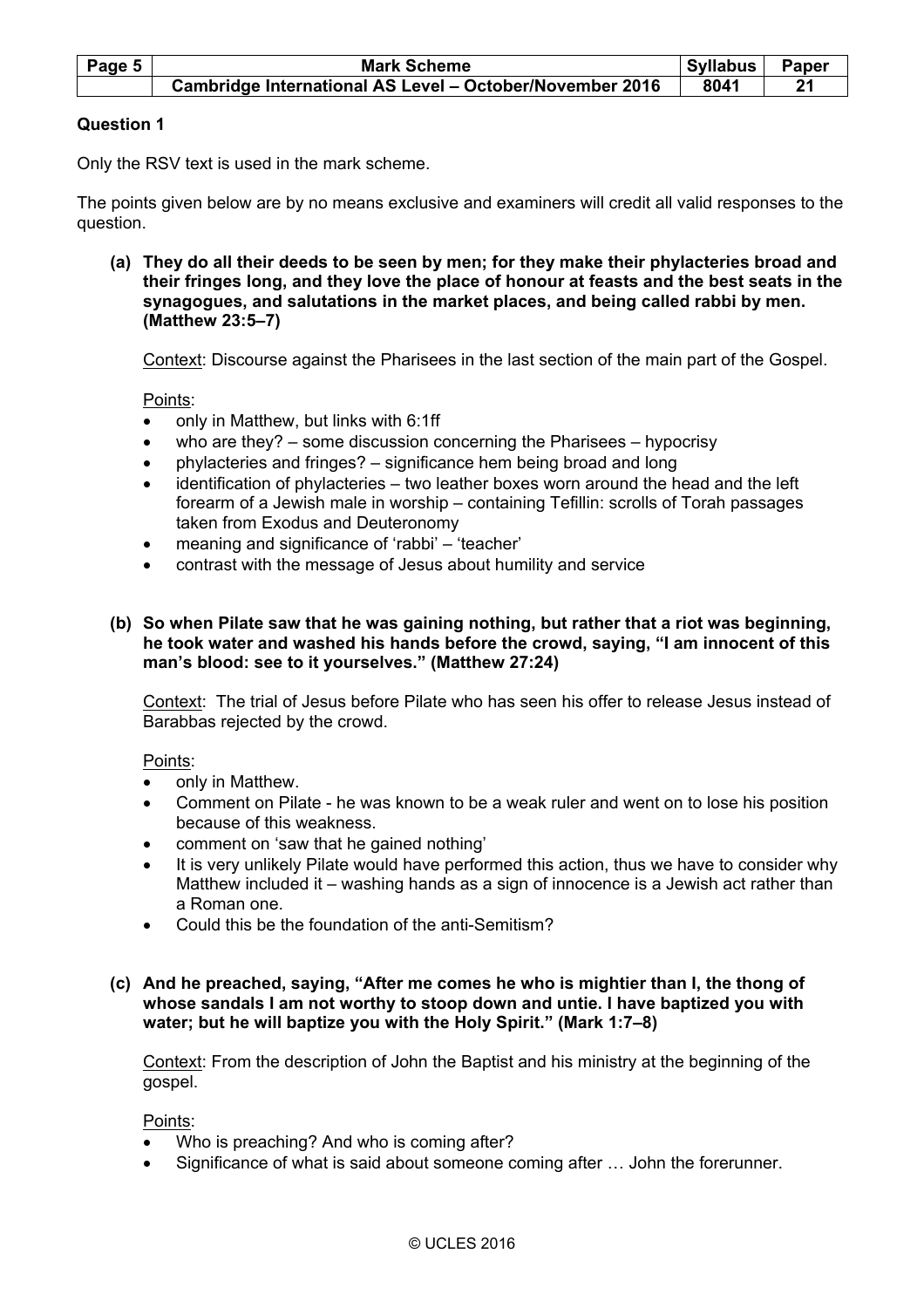## Question 1

Only the RSV text is used in the mark scheme.

The points given below are by no means exclusive and examiners will credit all valid responses to the question.

**(a) They do all their deeds to be seen by men; for they make their phylacteries broad and their fringes long, and they love the place of honour at feasts and the best seats in the synagogues, and salutations in the market places, and being called rabbi by men. (Matthew 23:5–7)**

Context: Discourse against the Pharisees in the last section of the main part of the Gospel.

Points:

- only in Matthew, but links with 6:1ff
- who are they? – some discussion concerning the Pharisees – hypocrisy
- phylacteries and fringes? – significance hem being broad and long
- identification of phylacteries – two leather boxes worn around the head and the left forearm of a Jewish male in worship – containing Tefillin: scrolls of Torah passages taken from Exodus and Deuteronomy
- meaning and significance of 'rabbi' – 'teacher'
- contrast with the message of Jesus about humility and service

**(b) So when Pilate saw that he was gaining nothing, but rather that a riot was beginning, he took water and washed his hands before the crowd, saying, "I am innocent of this man's blood: see to it yourselves." (Matthew 27:24)**

Context: The trial of Jesus before Pilate who has seen his offer to release Jesus instead of Barabbas rejected by the crowd.

Points:

- only in Matthew.
- Comment on Pilate - he was known to be a weak ruler and went on to lose his position because of this weakness.
- comment on 'saw that he gained nothing'
- It is very unlikely Pilate would have performed this action, thus we have to consider why Matthew included it – washing hands as a sign of innocence is a Jewish act rather than a Roman one.
- Could this be the foundation of the anti-Semitism?

**(c) And he preached, saying, "After me comes he who is mightier than I, the thong of whose sandals I am not worthy to stoop down and untie. I have baptized you with water; but he will baptize you with the Holy Spirit." (Mark 1:7–8)**

Context: From the description of John the Baptist and his ministry at the beginning of the gospel.

Points:

- Who is preaching? And who is coming after?
- Significance of what is said about someone coming after … John the forerunner.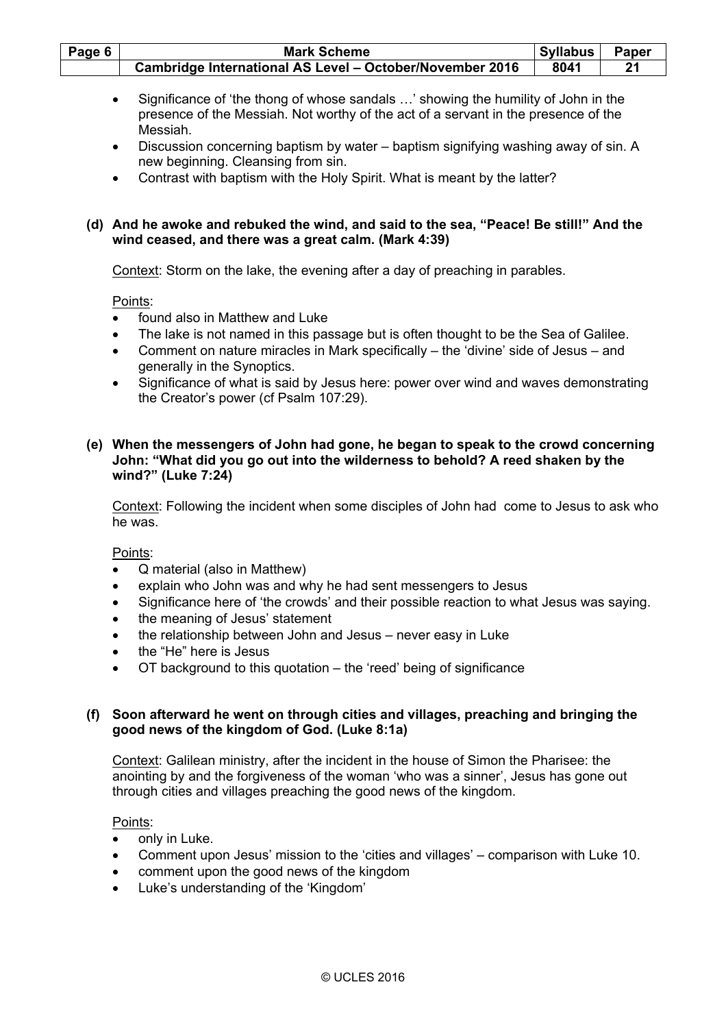- Significance of 'the thong of whose sandals …' showing the humility of John in the presence of the Messiah. Not worthy of the act of a servant in the presence of the Messiah.
- Discussion concerning baptism by water – baptism signifying washing away of sin. A new beginning. Cleansing from sin.
- Contrast with baptism with the Holy Spirit. What is meant by the latter?

**(d) And he awoke and rebuked the wind, and said to the sea, "Peace! Be still!" And the wind ceased, and there was a great calm. (Mark 4:39)**

Context: Storm on the lake, the evening after a day of preaching in parables.

Points:

- found also in Matthew and Luke
- The lake is not named in this passage but is often thought to be the Sea of Galilee.
- Comment on nature miracles in Mark specifically – the 'divine' side of Jesus – and generally in the Synoptics.
- Significance of what is said by Jesus here: power over wind and waves demonstrating the Creator's power (cf Psalm 107:29).

**(e) When the messengers of John had gone, he began to speak to the crowd concerning John: "What did you go out into the wilderness to behold? A reed shaken by the wind?" (Luke 7:24)**

Context: Following the incident when some disciples of John had come to Jesus to ask who he was.

Points:

- Q material (also in Matthew)
- explain who John was and why he had sent messengers to Jesus
- Significance here of 'the crowds' and their possible reaction to what Jesus was saying.
- the meaning of Jesus' statement
- the relationship between John and Jesus – never easy in Luke
- the "He" here is Jesus
- OT background to this quotation – the 'reed' being of significance

**(f) Soon afterward he went on through cities and villages, preaching and bringing the good news of the kingdom of God. (Luke 8:1a)**

Context: Galilean ministry, after the incident in the house of Simon the Pharisee: the anointing by and the forgiveness of the woman 'who was a sinner', Jesus has gone out through cities and villages preaching the good news of the kingdom.

Points:

- only in Luke.
- Comment upon Jesus' mission to the 'cities and villages' – comparison with Luke 10.
- comment upon the good news of the kingdom
- Luke's understanding of the 'Kingdom'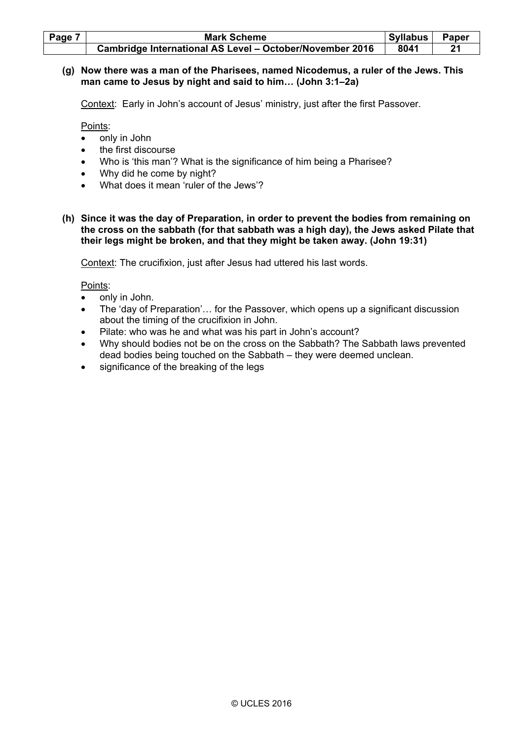**(g) Now there was a man of the Pharisees, named Nicodemus, a ruler of the Jews. This man came to Jesus by night and said to him… (John 3:1–2a)**

Context: Early in John's account of Jesus' ministry, just after the first Passover.

Points:

- only in John
- the first discourse
- Who is 'this man'? What is the significance of him being a Pharisee?
- Why did he come by night?
- What does it mean 'ruler of the Jews'?

**(h) Since it was the day of Preparation, in order to prevent the bodies from remaining on the cross on the sabbath (for that sabbath was a high day), the Jews asked Pilate that their legs might be broken, and that they might be taken away. (John 19:31)**

Context: The crucifixion, just after Jesus had uttered his last words.

Points:

- only in John.
- The 'day of Preparation'… for the Passover, which opens up a significant discussion about the timing of the crucifixion in John.
- Pilate: who was he and what was his part in John's account?
- Why should bodies not be on the cross on the Sabbath? The Sabbath laws prevented dead bodies being touched on the Sabbath – they were deemed unclean.
- significance of the breaking of the legs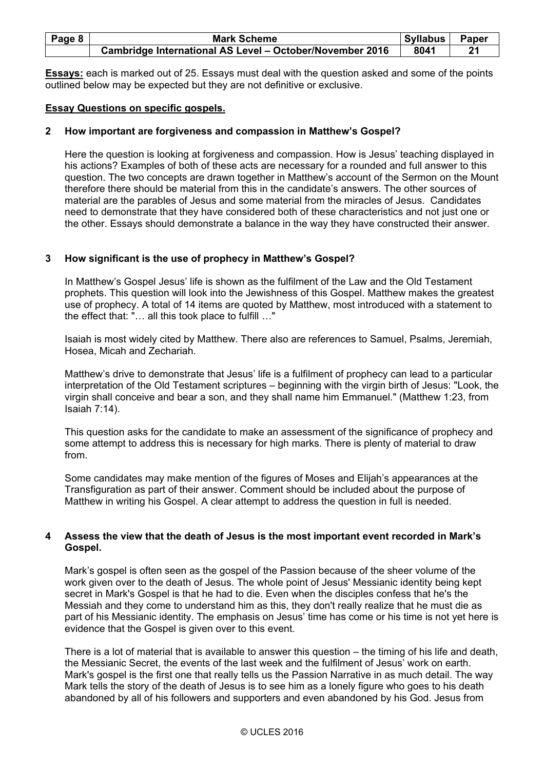**Essays:** each is marked out of 25. Essays must deal with the question asked and some of the points outlined below may be expected but they are not definitive or exclusive.

**Essay Questions on specific gospels.**

**2 How important are forgiveness and compassion in Matthew's Gospel?**

Here the question is looking at forgiveness and compassion. How is Jesus' teaching displayed in his actions? Examples of both of these acts are necessary for a rounded and full answer to this question. The two concepts are drawn together in Matthew's account of the Sermon on the Mount therefore there should be material from this in the candidate's answers. The other sources of material are the parables of Jesus and some material from the miracles of Jesus. Candidates need to demonstrate that they have considered both of these characteristics and not just one or the other. Essays should demonstrate a balance in the way they have constructed their answer.

**3 How significant is the use of prophecy in Matthew's Gospel?**

In Matthew's Gospel Jesus' life is shown as the fulfilment of the Law and the Old Testament prophets. This question will look into the Jewishness of this Gospel. Matthew makes the greatest use of prophecy. A total of 14 items are quoted by Matthew, most introduced with a statement to the effect that: "… all this took place to fulfill …"

Isaiah is most widely cited by Matthew. There also are references to Samuel, Psalms, Jeremiah, Hosea, Micah and Zechariah.

Matthew's drive to demonstrate that Jesus' life is a fulfilment of prophecy can lead to a particular interpretation of the Old Testament scriptures – beginning with the virgin birth of Jesus: "Look, the virgin shall conceive and bear a son, and they shall name him Emmanuel." (Matthew 1:23, from Isaiah 7:14).

This question asks for the candidate to make an assessment of the significance of prophecy and some attempt to address this is necessary for high marks. There is plenty of material to draw from.

Some candidates may make mention of the figures of Moses and Elijah's appearances at the Transfiguration as part of their answer. Comment should be included about the purpose of Matthew in writing his Gospel. A clear attempt to address the question in full is needed.

**4 Assess the view that the death of Jesus is the most important event recorded in Mark's Gospel.**

Mark's gospel is often seen as the gospel of the Passion because of the sheer volume of the work given over to the death of Jesus. The whole point of Jesus' Messianic identity being kept secret in Mark's Gospel is that he had to die. Even when the disciples confess that he's the Messiah and they come to understand him as this, they don't really realize that he must die as part of his Messianic identity. The emphasis on Jesus' time has come or his time is not yet here is evidence that the Gospel is given over to this event.

There is a lot of material that is available to answer this question – the timing of his life and death, the Messianic Secret, the events of the last week and the fulfilment of Jesus' work on earth. Mark's gospel is the first one that really tells us the Passion Narrative in as much detail. The way Mark tells the story of the death of Jesus is to see him as a lonely figure who goes to his death abandoned by all of his followers and supporters and even abandoned by his God. Jesus from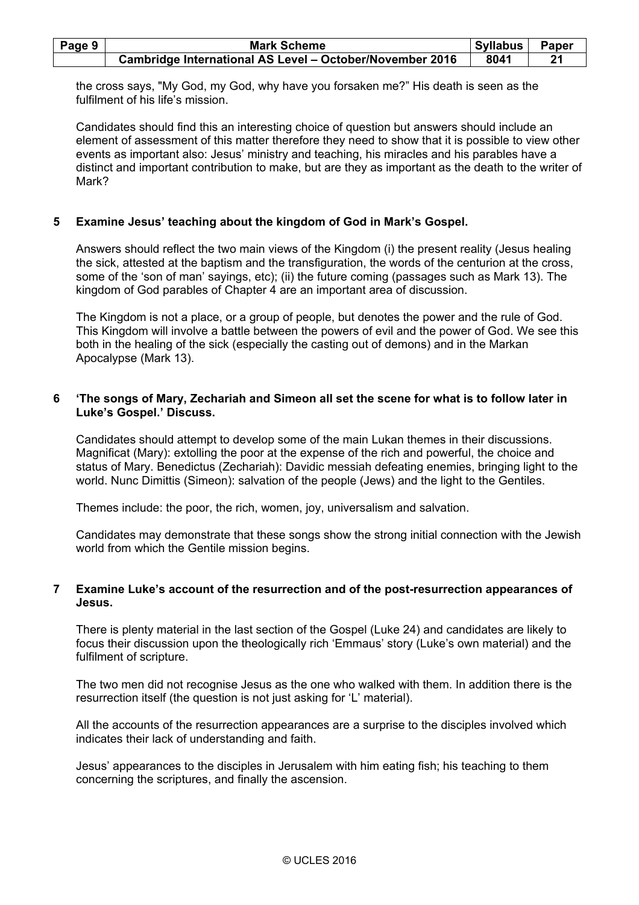the cross says, "My God, my God, why have you forsaken me?" His death is seen as the fulfilment of his life's mission.

Candidates should find this an interesting choice of question but answers should include an element of assessment of this matter therefore they need to show that it is possible to view other events as important also: Jesus' ministry and teaching, his miracles and his parables have a distinct and important contribution to make, but are they as important as the death to the writer of Mark?

**5 Examine Jesus' teaching about the kingdom of God in Mark's Gospel.**

Answers should reflect the two main views of the Kingdom (i) the present reality (Jesus healing the sick, attested at the baptism and the transfiguration, the words of the centurion at the cross, some of the 'son of man' sayings, etc); (ii) the future coming (passages such as Mark 13). The kingdom of God parables of Chapter 4 are an important area of discussion.

The Kingdom is not a place, or a group of people, but denotes the power and the rule of God. This Kingdom will involve a battle between the powers of evil and the power of God. We see this both in the healing of the sick (especially the casting out of demons) and in the Markan Apocalypse (Mark 13).

**6 'The songs of Mary, Zechariah and Simeon all set the scene for what is to follow later in Luke's Gospel.' Discuss.**

Candidates should attempt to develop some of the main Lukan themes in their discussions. Magnificat (Mary): extolling the poor at the expense of the rich and powerful, the choice and status of Mary. Benedictus (Zechariah): Davidic messiah defeating enemies, bringing light to the world. Nunc Dimittis (Simeon): salvation of the people (Jews) and the light to the Gentiles.

Themes include: the poor, the rich, women, joy, universalism and salvation.

Candidates may demonstrate that these songs show the strong initial connection with the Jewish world from which the Gentile mission begins.

**7 Examine Luke's account of the resurrection and of the post-resurrection appearances of Jesus.**

There is plenty material in the last section of the Gospel (Luke 24) and candidates are likely to focus their discussion upon the theologically rich 'Emmaus' story (Luke's own material) and the fulfilment of scripture.

The two men did not recognise Jesus as the one who walked with them. In addition there is the resurrection itself (the question is not just asking for 'L' material).

All the accounts of the resurrection appearances are a surprise to the disciples involved which indicates their lack of understanding and faith.

Jesus' appearances to the disciples in Jerusalem with him eating fish; his teaching to them concerning the scriptures, and finally the ascension.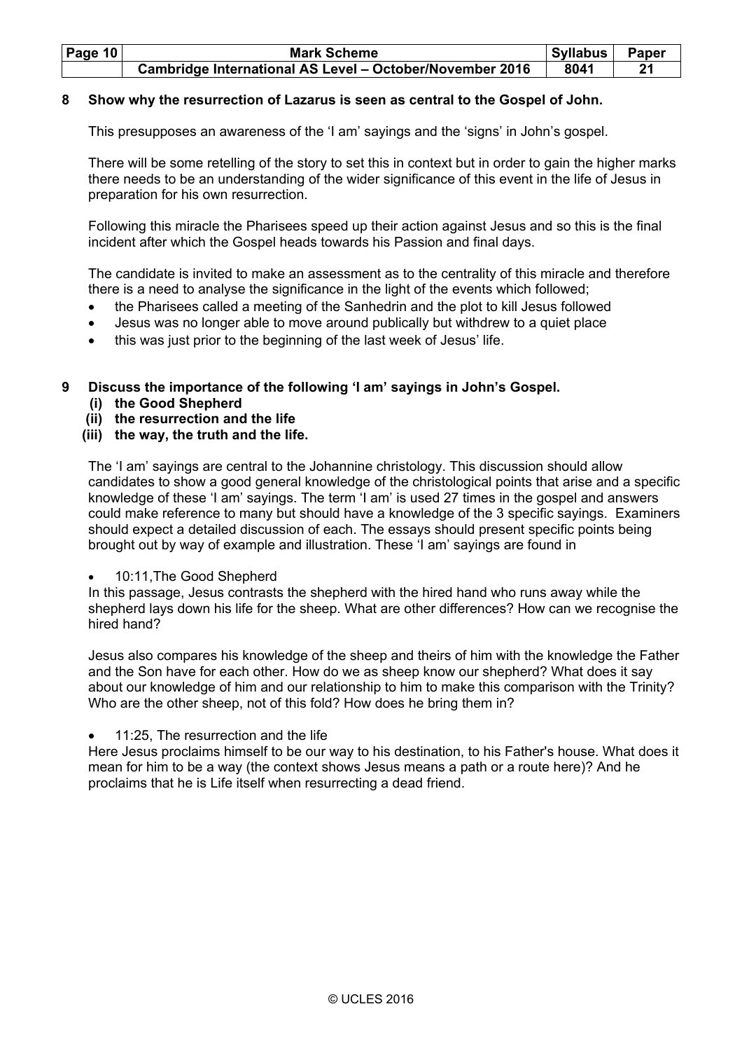**8 Show why the resurrection of Lazarus is seen as central to the Gospel of John.**

This presupposes an awareness of the 'I am' sayings and the 'signs' in John's gospel.

There will be some retelling of the story to set this in context but in order to gain the higher marks there needs to be an understanding of the wider significance of this event in the life of Jesus in preparation for his own resurrection.

Following this miracle the Pharisees speed up their action against Jesus and so this is the final incident after which the Gospel heads towards his Passion and final days.

The candidate is invited to make an assessment as to the centrality of this miracle and therefore there is a need to analyse the significance in the light of the events which followed;

- the Pharisees called a meeting of the Sanhedrin and the plot to kill Jesus followed
- Jesus was no longer able to move around publically but withdrew to a quiet place
- this was just prior to the beginning of the last week of Jesus' life.

**9 Discuss the importance of the following 'I am' sayings in John's Gospel.**
**(i) the Good Shepherd**
**(ii) the resurrection and the life**
**(iii) the way, the truth and the life.**

The 'I am' sayings are central to the Johannine christology. This discussion should allow candidates to show a good general knowledge of the christological points that arise and a specific knowledge of these 'I am' sayings. The term 'I am' is used 27 times in the gospel and answers could make reference to many but should have a knowledge of the 3 specific sayings. Examiners should expect a detailed discussion of each. The essays should present specific points being brought out by way of example and illustration. These 'I am' sayings are found in

- 10:11,The Good Shepherd

In this passage, Jesus contrasts the shepherd with the hired hand who runs away while the shepherd lays down his life for the sheep. What are other differences? How can we recognise the hired hand?

Jesus also compares his knowledge of the sheep and theirs of him with the knowledge the Father and the Son have for each other. How do we as sheep know our shepherd? What does it say about our knowledge of him and our relationship to him to make this comparison with the Trinity? Who are the other sheep, not of this fold? How does he bring them in?

- 11:25, The resurrection and the life

Here Jesus proclaims himself to be our way to his destination, to his Father's house. What does it mean for him to be a way (the context shows Jesus means a path or a route here)? And he proclaims that he is Life itself when resurrecting a dead friend.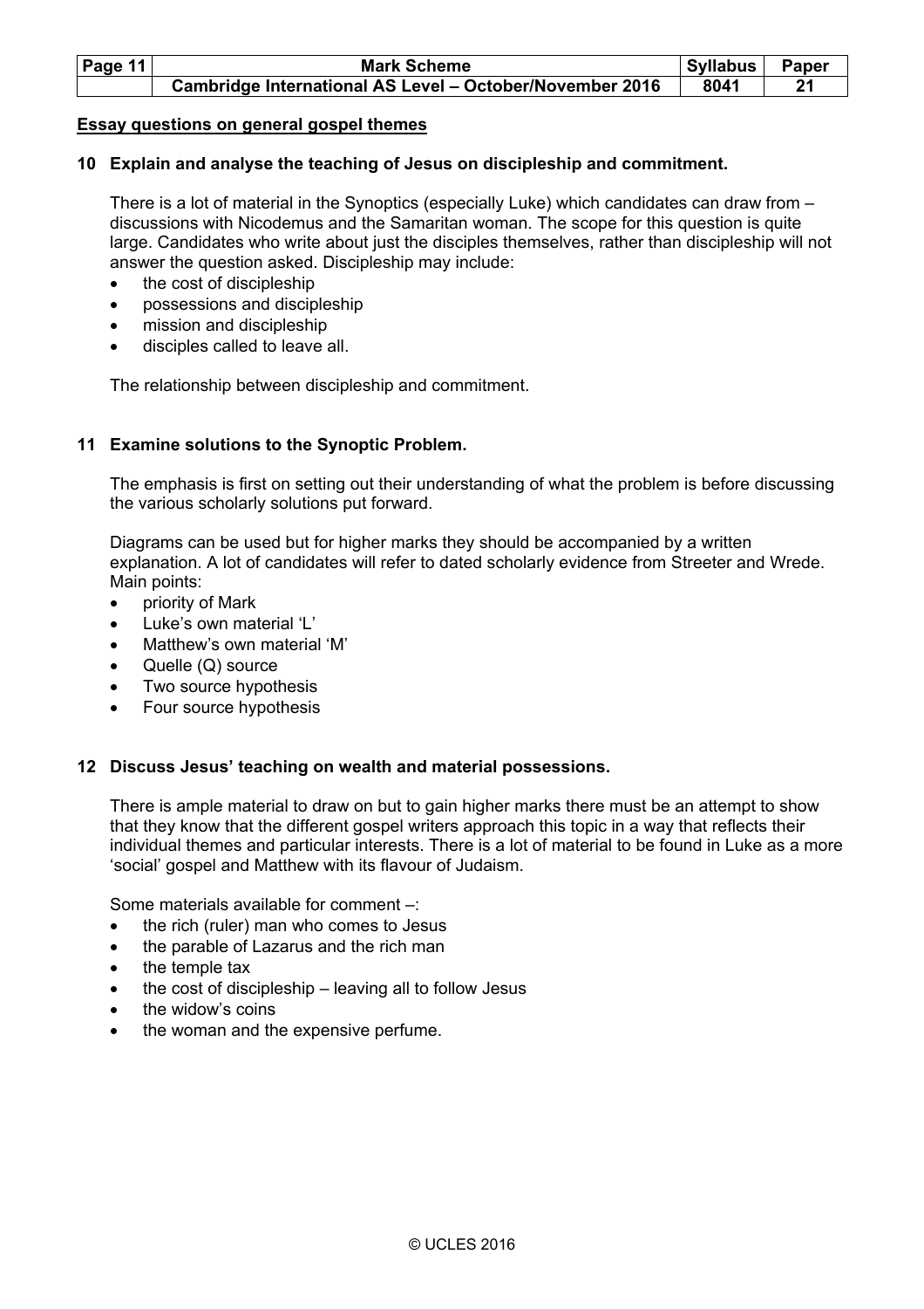## Essay questions on general gospel themes

**10 Explain and analyse the teaching of Jesus on discipleship and commitment.**

There is a lot of material in the Synoptics (especially Luke) which candidates can draw from – discussions with Nicodemus and the Samaritan woman. The scope for this question is quite large. Candidates who write about just the disciples themselves, rather than discipleship will not answer the question asked. Discipleship may include:

- the cost of discipleship
- possessions and discipleship
- mission and discipleship
- disciples called to leave all.

The relationship between discipleship and commitment.

**11 Examine solutions to the Synoptic Problem.**

The emphasis is first on setting out their understanding of what the problem is before discussing the various scholarly solutions put forward.

Diagrams can be used but for higher marks they should be accompanied by a written explanation. A lot of candidates will refer to dated scholarly evidence from Streeter and Wrede. Main points:

- priority of Mark
- Luke's own material 'L'
- Matthew's own material 'M'
- Quelle (Q) source
- Two source hypothesis
- Four source hypothesis

**12 Discuss Jesus' teaching on wealth and material possessions.**

There is ample material to draw on but to gain higher marks there must be an attempt to show that they know that the different gospel writers approach this topic in a way that reflects their individual themes and particular interests. There is a lot of material to be found in Luke as a more 'social' gospel and Matthew with its flavour of Judaism.

Some materials available for comment –:

- the rich (ruler) man who comes to Jesus
- the parable of Lazarus and the rich man
- the temple tax
- the cost of discipleship – leaving all to follow Jesus
- the widow's coins
- the woman and the expensive perfume.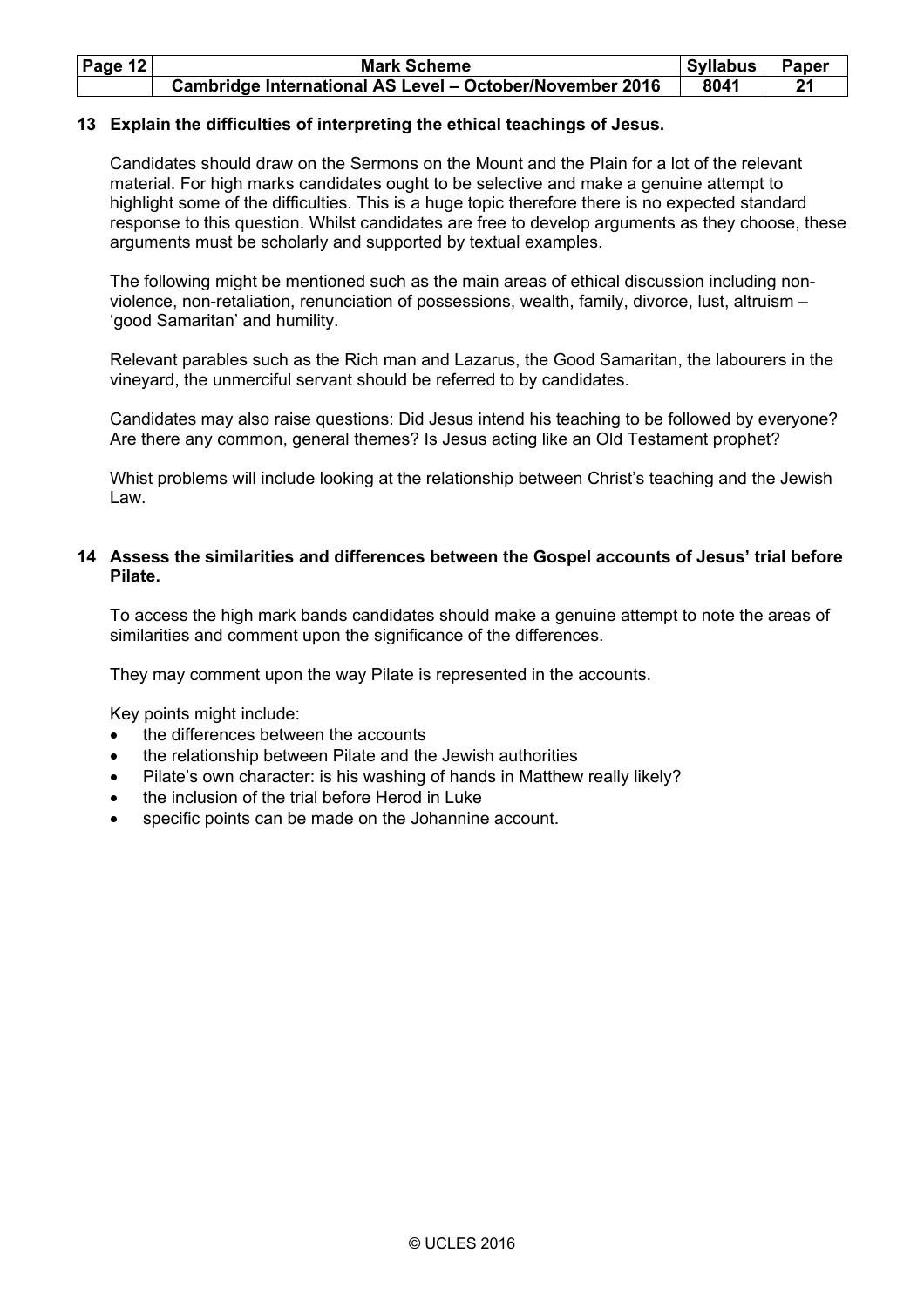**13 Explain the difficulties of interpreting the ethical teachings of Jesus.**

Candidates should draw on the Sermons on the Mount and the Plain for a lot of the relevant material. For high marks candidates ought to be selective and make a genuine attempt to highlight some of the difficulties. This is a huge topic therefore there is no expected standard response to this question. Whilst candidates are free to develop arguments as they choose, these arguments must be scholarly and supported by textual examples.

The following might be mentioned such as the main areas of ethical discussion including non-violence, non-retaliation, renunciation of possessions, wealth, family, divorce, lust, altruism – 'good Samaritan' and humility.

Relevant parables such as the Rich man and Lazarus, the Good Samaritan, the labourers in the vineyard, the unmerciful servant should be referred to by candidates.

Candidates may also raise questions: Did Jesus intend his teaching to be followed by everyone? Are there any common, general themes? Is Jesus acting like an Old Testament prophet?

Whist problems will include looking at the relationship between Christ's teaching and the Jewish Law.

**14 Assess the similarities and differences between the Gospel accounts of Jesus' trial before Pilate.**

To access the high mark bands candidates should make a genuine attempt to note the areas of similarities and comment upon the significance of the differences.

They may comment upon the way Pilate is represented in the accounts.

Key points might include:

- the differences between the accounts
- the relationship between Pilate and the Jewish authorities
- Pilate's own character: is his washing of hands in Matthew really likely?
- the inclusion of the trial before Herod in Luke
- specific points can be made on the Johannine account.